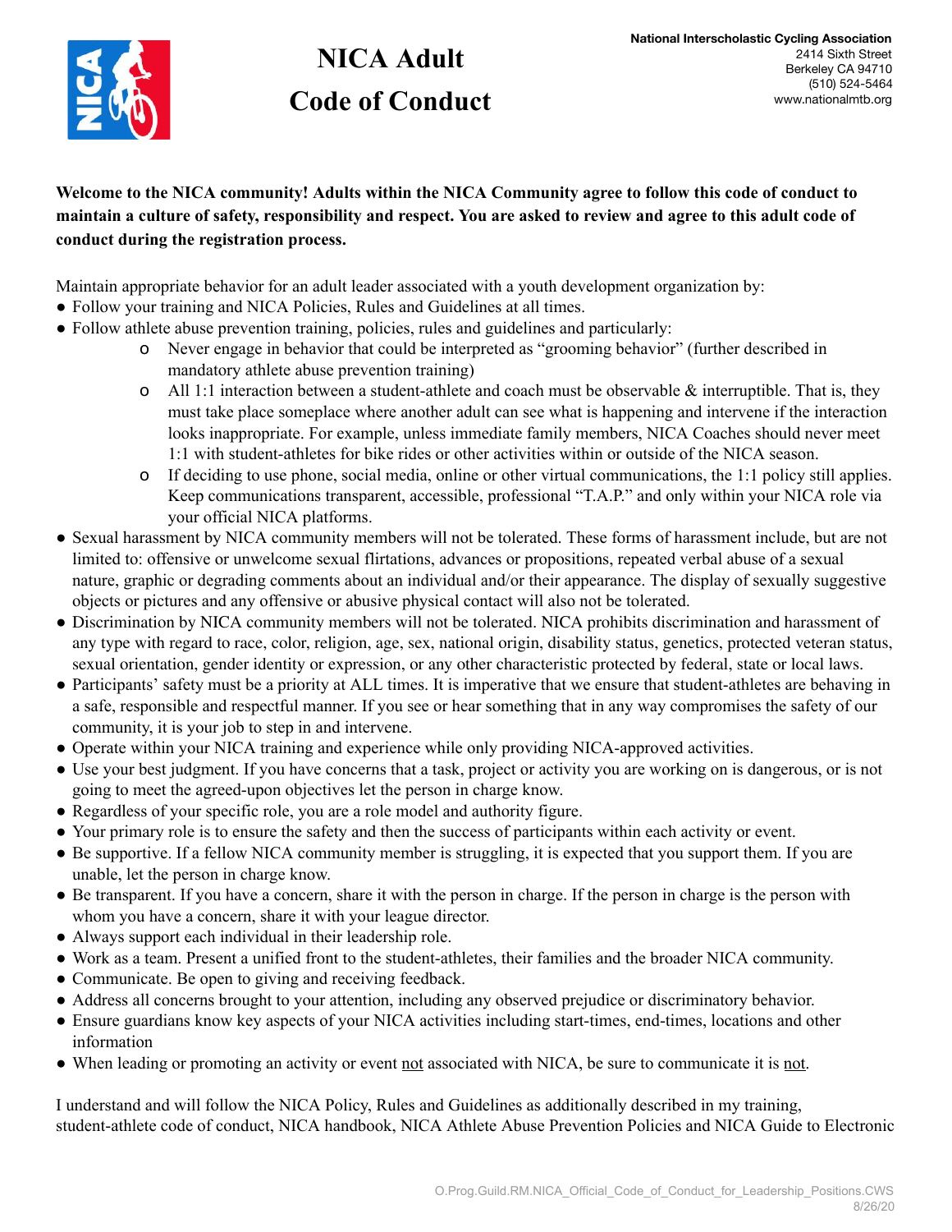# NICA Adult Code of Conduct

**National Interscholastic Cycling Association**
2414 Sixth Street
Berkeley CA 94710
(510) 524-5464
www.nationalmtb.org

**Welcome to the NICA community! Adults within the NICA Community agree to follow this code of conduct to maintain a culture of safety, responsibility and respect. You are asked to review and agree to this adult code of conduct during the registration process.**

Maintain appropriate behavior for an adult leader associated with a youth development organization by:

- Follow your training and NICA Policies, Rules and Guidelines at all times.
- Follow athlete abuse prevention training, policies, rules and guidelines and particularly:
    - Never engage in behavior that could be interpreted as "grooming behavior" (further described in mandatory athlete abuse prevention training)
    - All 1:1 interaction between a student-athlete and coach must be observable & interruptible. That is, they must take place someplace where another adult can see what is happening and intervene if the interaction looks inappropriate. For example, unless immediate family members, NICA Coaches should never meet 1:1 with student-athletes for bike rides or other activities within or outside of the NICA season.
    - If deciding to use phone, social media, online or other virtual communications, the 1:1 policy still applies. Keep communications transparent, accessible, professional "T.A.P." and only within your NICA role via your official NICA platforms.
- Sexual harassment by NICA community members will not be tolerated. These forms of harassment include, but are not limited to: offensive or unwelcome sexual flirtations, advances or propositions, repeated verbal abuse of a sexual nature, graphic or degrading comments about an individual and/or their appearance. The display of sexually suggestive objects or pictures and any offensive or abusive physical contact will also not be tolerated.
- Discrimination by NICA community members will not be tolerated. NICA prohibits discrimination and harassment of any type with regard to race, color, religion, age, sex, national origin, disability status, genetics, protected veteran status, sexual orientation, gender identity or expression, or any other characteristic protected by federal, state or local laws.
- Participants' safety must be a priority at ALL times. It is imperative that we ensure that student-athletes are behaving in a safe, responsible and respectful manner. If you see or hear something that in any way compromises the safety of our community, it is your job to step in and intervene.
- Operate within your NICA training and experience while only providing NICA-approved activities.
- Use your best judgment. If you have concerns that a task, project or activity you are working on is dangerous, or is not going to meet the agreed-upon objectives let the person in charge know.
- Regardless of your specific role, you are a role model and authority figure.
- Your primary role is to ensure the safety and then the success of participants within each activity or event.
- Be supportive. If a fellow NICA community member is struggling, it is expected that you support them. If you are unable, let the person in charge know.
- Be transparent. If you have a concern, share it with the person in charge. If the person in charge is the person with whom you have a concern, share it with your league director.
- Always support each individual in their leadership role.
- Work as a team. Present a unified front to the student-athletes, their families and the broader NICA community.
- Communicate. Be open to giving and receiving feedback.
- Address all concerns brought to your attention, including any observed prejudice or discriminatory behavior.
- Ensure guardians know key aspects of your NICA activities including start-times, end-times, locations and other information
- When leading or promoting an activity or event <u>not</u> associated with NICA, be sure to communicate it is <u>not</u>.

I understand and will follow the NICA Policy, Rules and Guidelines as additionally described in my training, student-athlete code of conduct, NICA handbook, NICA Athlete Abuse Prevention Policies and NICA Guide to Electronic

O.Prog.Guild.RM.NICA_Official_Code_of_Conduct_for_Leadership_Positions.CWS
8/26/20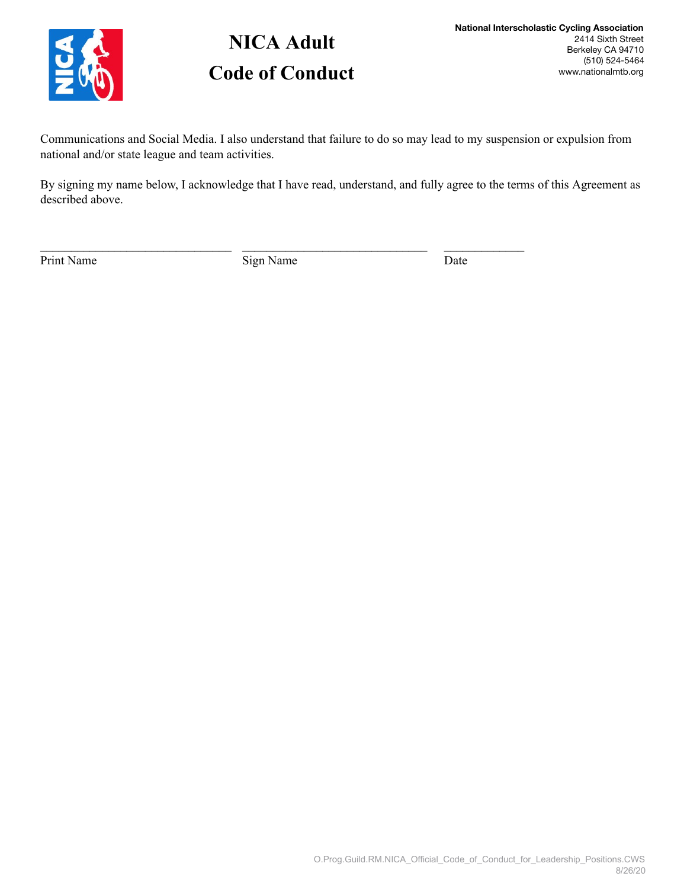# NICA Adult Code of Conduct

**National Interscholastic Cycling Association**
2414 Sixth Street
Berkeley CA 94710
(510) 524-5464
www.nationalmtb.org

Communications and Social Media. I also understand that failure to do so may lead to my suspension or expulsion from national and/or state league and team activities.

By signing my name below, I acknowledge that I have read, understand, and fully agree to the terms of this Agreement as described above.

| | | |
|---|---|---|
| ______________________________ | ______________________________ | ____________ |
| Print Name | Sign Name | Date |

O.Prog.Guild.RM.NICA_Official_Code_of_Conduct_for_Leadership_Positions.CWS
8/26/20